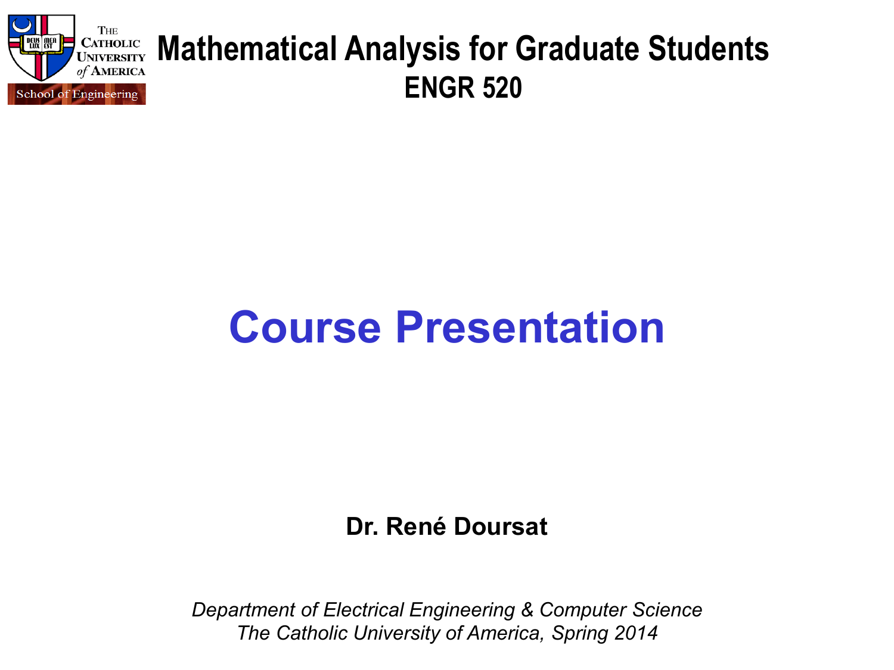# Mathematical Analysis for Graduate Students

## ENGR 520

# Course Presentation

**Dr. René Doursat**

*Department of Electrical Engineering & Computer Science*
*The Catholic University of America, Spring 2014*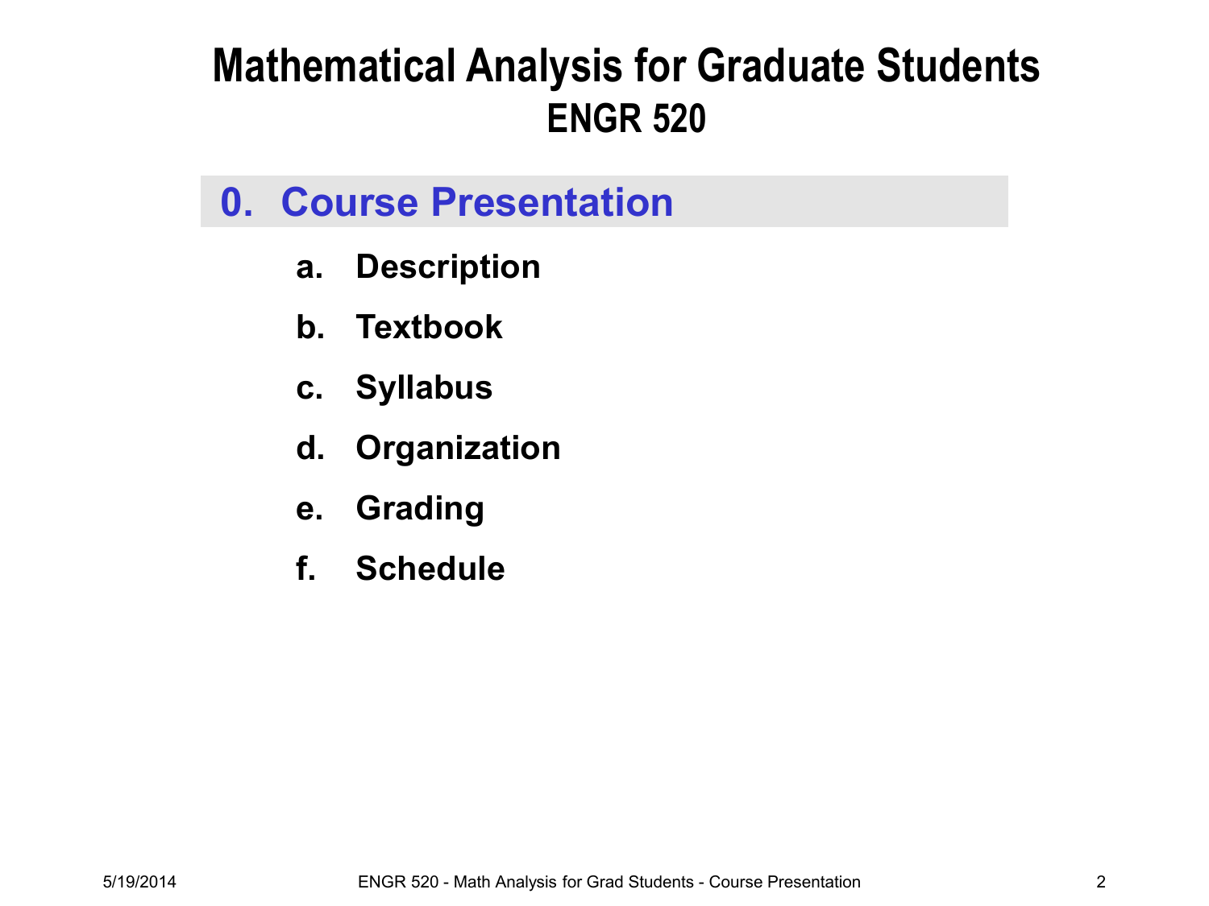# Mathematical Analysis for Graduate Students
## ENGR 520

## 0. Course Presentation

a. Description

b. Textbook

c. Syllabus

d. Organization

e. Grading

f. Schedule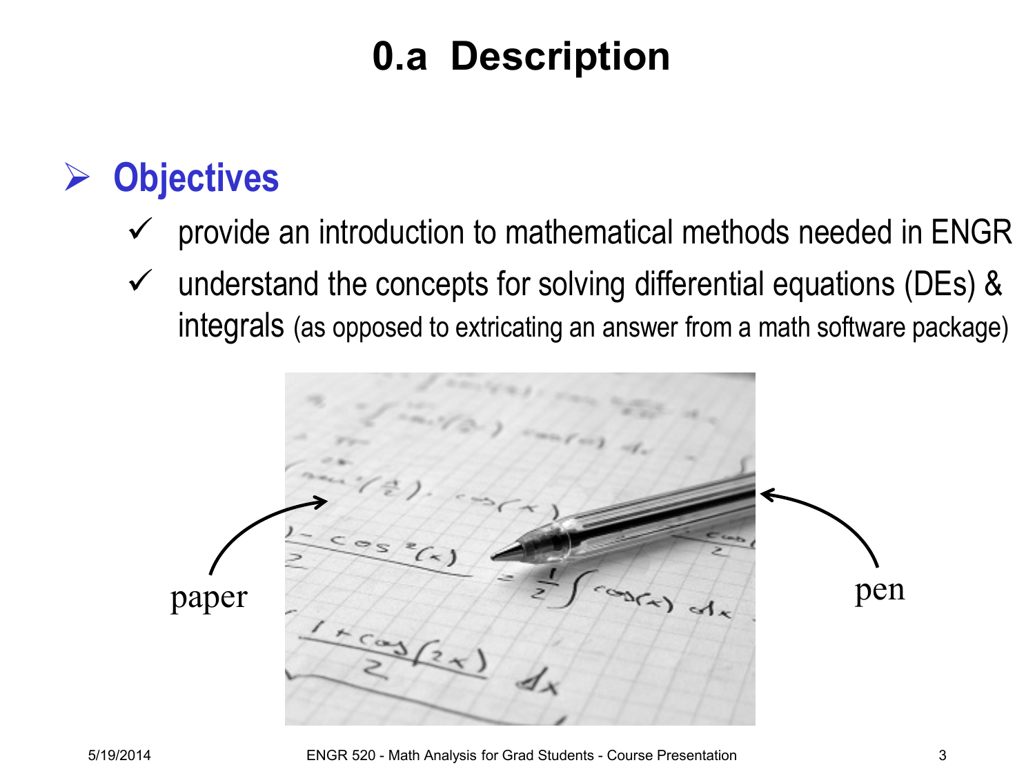# 0.a Description

## ➢ Objectives

- ✓ provide an introduction to mathematical methods needed in ENGR
- ✓ understand the concepts for solving differential equations (DEs) & integrals (as opposed to extricating an answer from a math software package)

paper

pen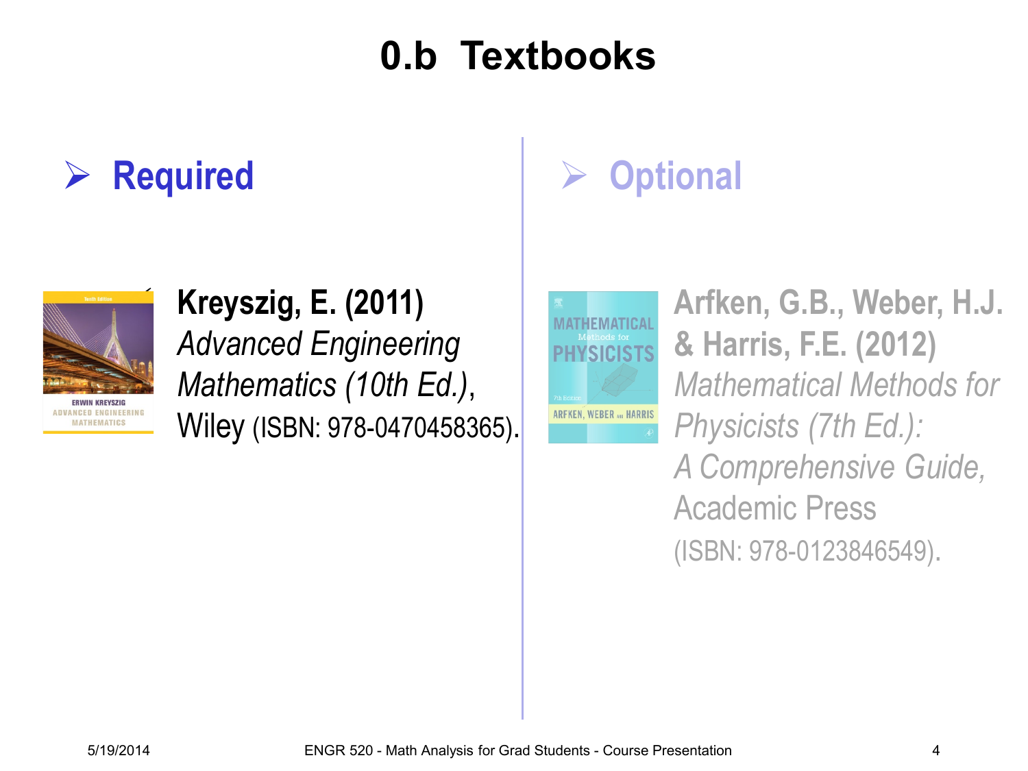# 0.b Textbooks

## Required

**Kreyszig, E. (2011)** *Advanced Engineering Mathematics (10th Ed.)*, Wiley (ISBN: 978-0470458365).

## Optional

**Arfken, G.B., Weber, H.J. & Harris, F.E. (2012)** *Mathematical Methods for Physicists (7th Ed.): A Comprehensive Guide*, Academic Press (ISBN: 978-0123846549).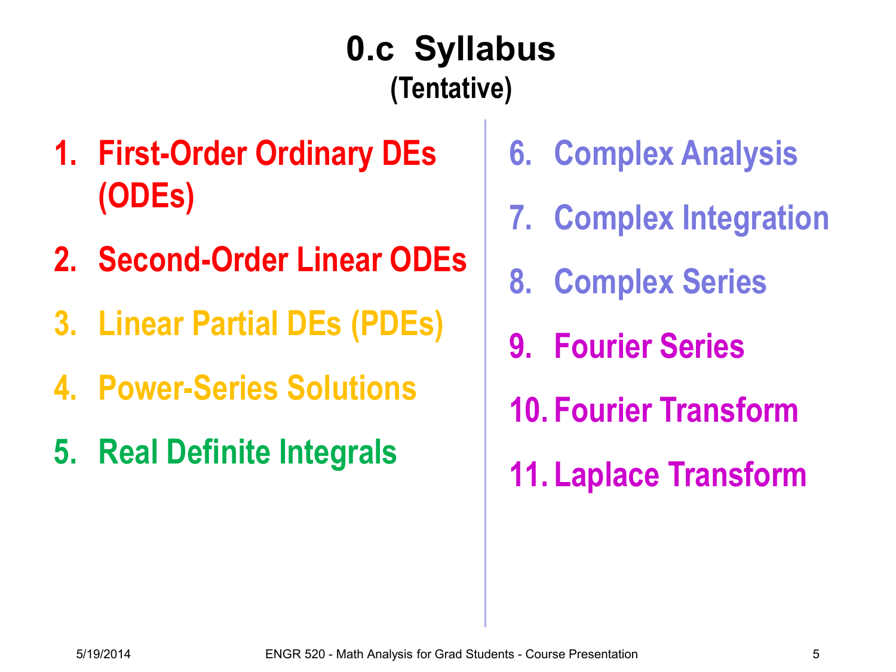# 0.c Syllabus

## (Tentative)

1. First-Order Ordinary DEs (ODEs)
2. Second-Order Linear ODEs
3. Linear Partial DEs (PDEs)
4. Power-Series Solutions
5. Real Definite Integrals
6. Complex Analysis
7. Complex Integration
8. Complex Series
9. Fourier Series
10. Fourier Transform
11. Laplace Transform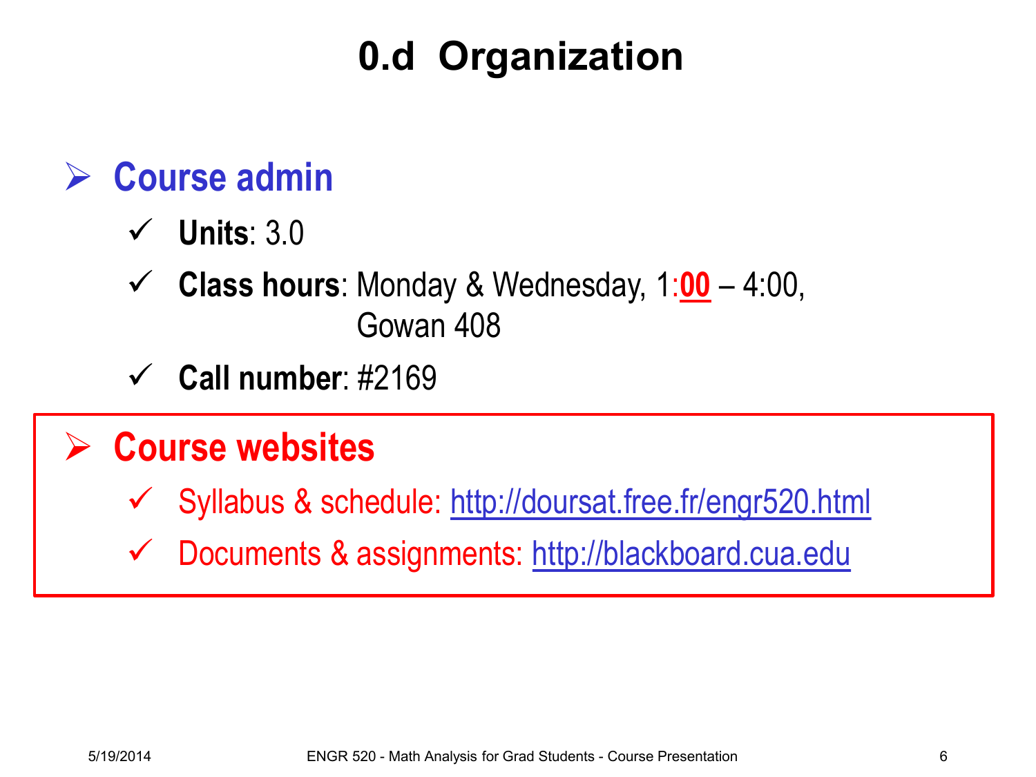# 0.d Organization

- **Course admin**
  - **Units**: 3.0
  - **Class hours**: Monday & Wednesday, 1:**00** – 4:00,
    Gowan 408
  - **Call number**: #2169

- **Course websites**
  - Syllabus & schedule: http://doursat.free.fr/engr520.html
  - Documents & assignments: http://blackboard.cua.edu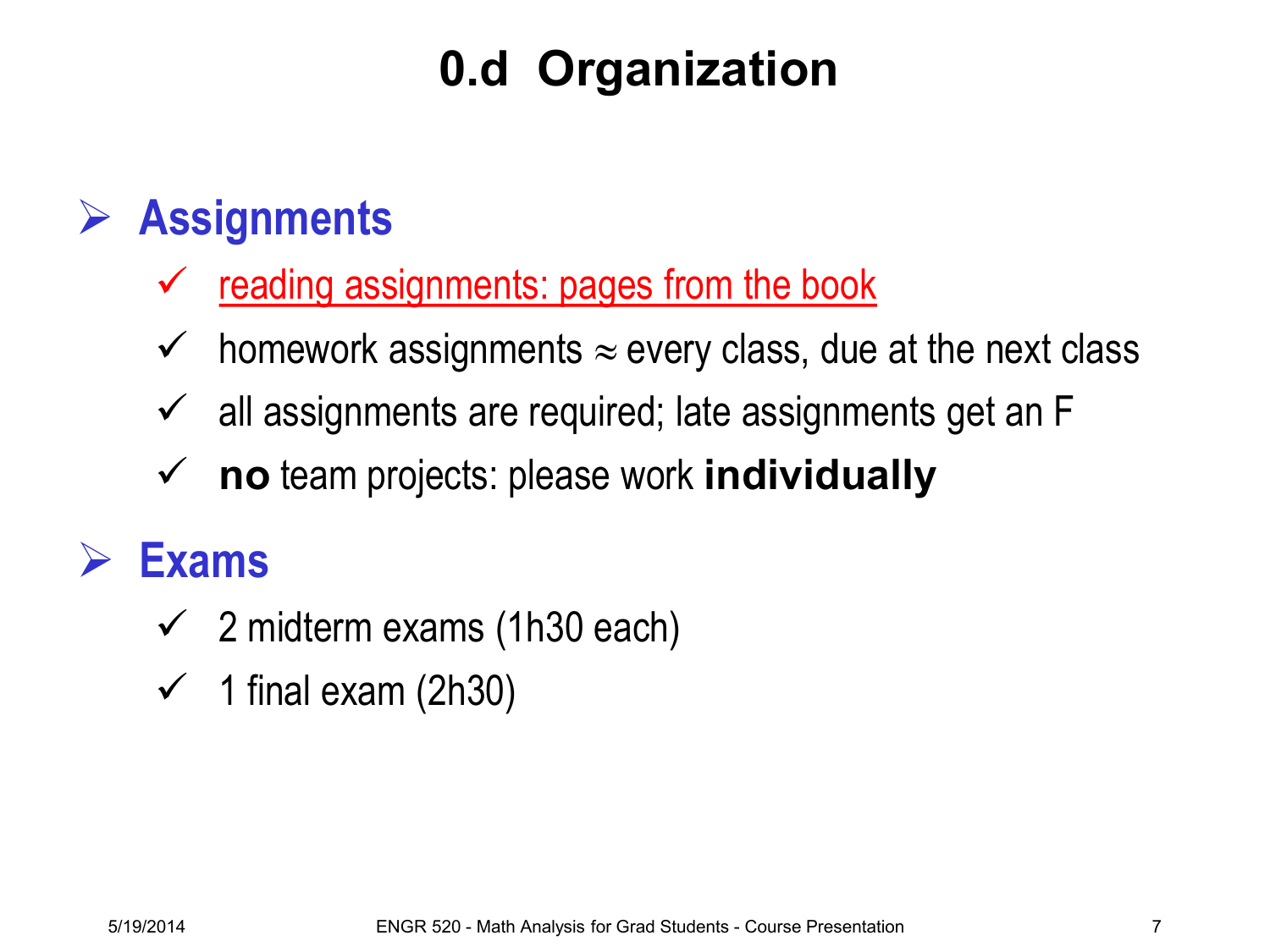# 0.d Organization

## Assignments

- reading assignments: pages from the book
- homework assignments ≈ every class, due at the next class
- all assignments are required; late assignments get an F
- **no** team projects: please work **individually**

## Exams

- 2 midterm exams (1h30 each)
- 1 final exam (2h30)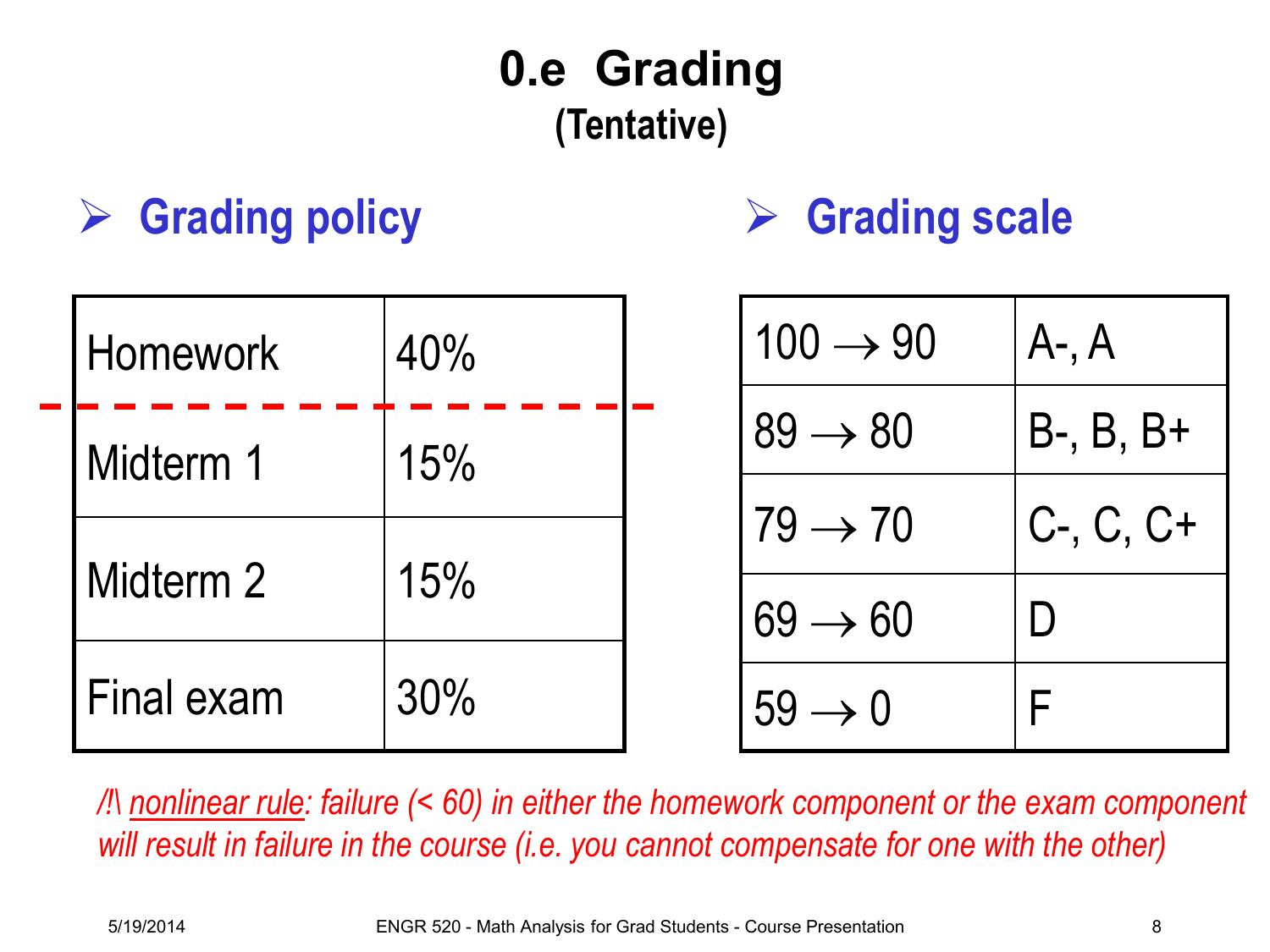# 0.e Grading

**(Tentative)**

## ➢ Grading policy

| Homework | 40% |
|---|---|
| Midterm 1 | 15% |
| Midterm 2 | 15% |
| Final exam | 30% |

## ➢ Grading scale

| 100 → 90 | A-, A |
|---|---|
| 89 → 80 | B-, B, B+ |
| 79 → 70 | C-, C, C+ |
| 69 → 60 | D |
| 59 → 0 | F |

*/!\ nonlinear rule: failure (< 60) in either the homework component or the exam component will result in failure in the course (i.e. you cannot compensate for one with the other)*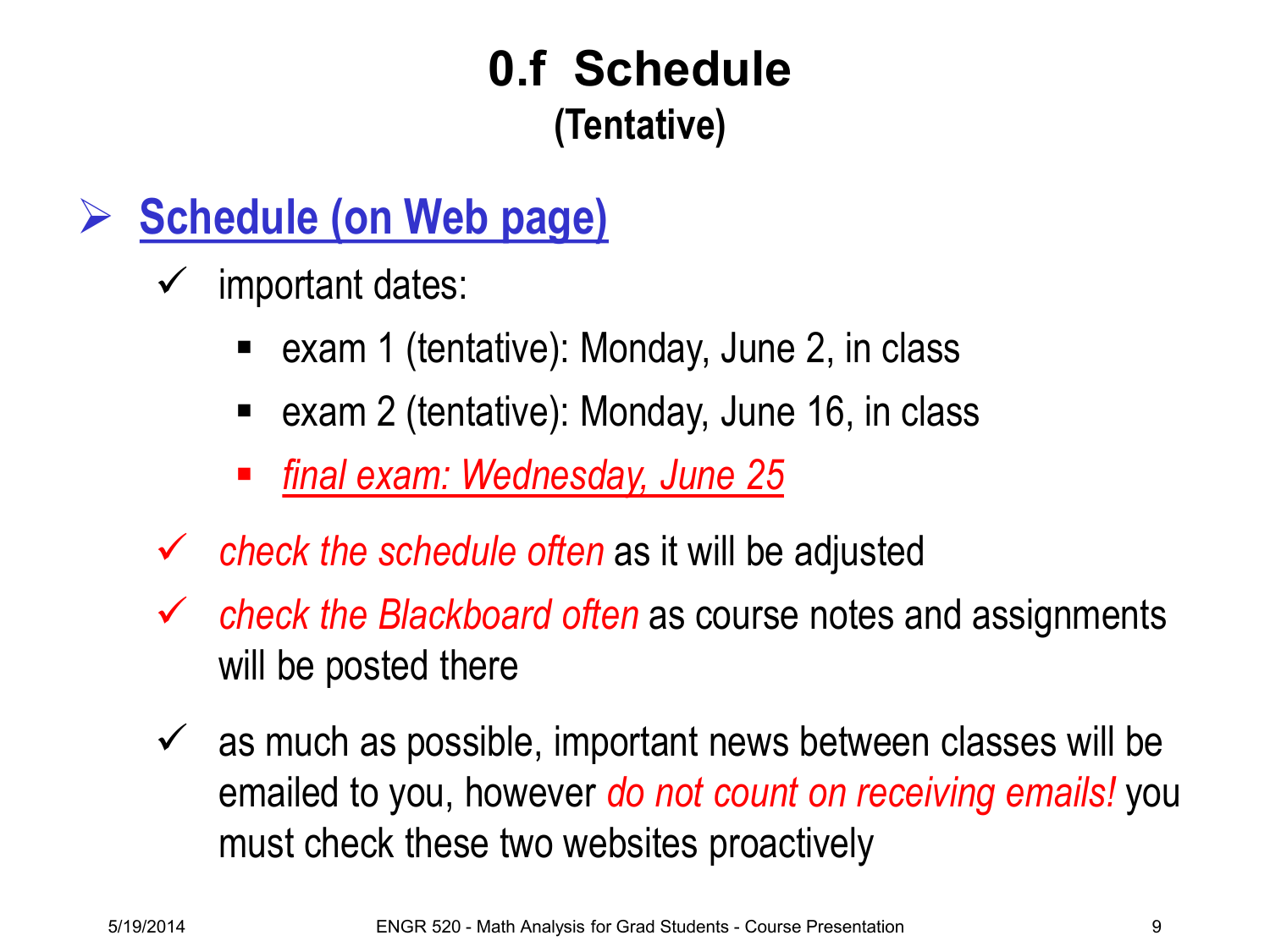# 0.f Schedule

## (Tentative)

- Schedule (on Web page)
  - important dates:
    - exam 1 (tentative): Monday, June 2, in class
    - exam 2 (tentative): Monday, June 16, in class
    - *final exam: Wednesday, June 25*
  - *check the schedule often* as it will be adjusted
  - *check the Blackboard often* as course notes and assignments will be posted there
  - as much as possible, important news between classes will be emailed to you, however *do not count on receiving emails!* you must check these two websites proactively